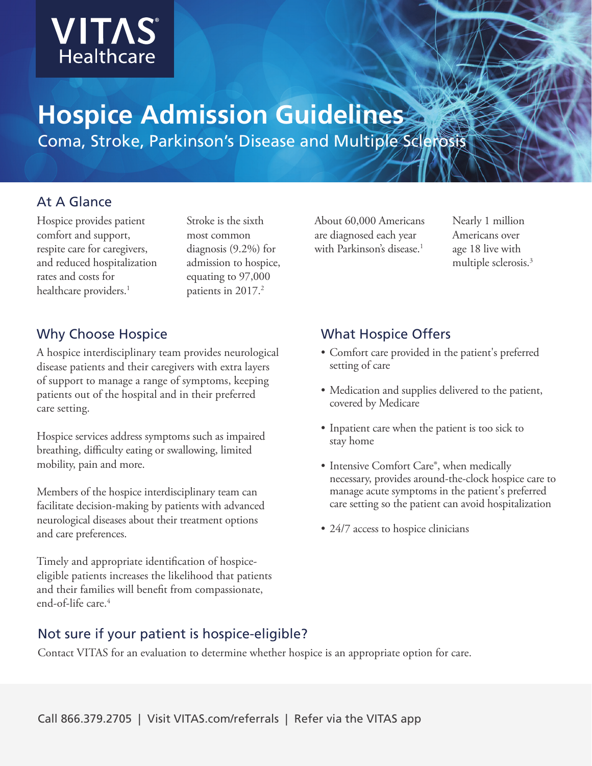VITAS® Healthcare

# Hospice Admission Guidelines

Coma, Stroke, Parkinson's Disease and Multiple Sclerosis

## At A Glance

Hospice provides patient comfort and support, respite care for caregivers, and reduced hospitalization rates and costs for healthcare providers.[1]

Stroke is the sixth most common diagnosis (9.2%) for admission to hospice, equating to 97,000 patients in 2017.[2]

About 60,000 Americans are diagnosed each year with Parkinson's disease.[1]

Nearly 1 million Americans over age 18 live with multiple sclerosis.[3]

## Why Choose Hospice

A hospice interdisciplinary team provides neurological disease patients and their caregivers with extra layers of support to manage a range of symptoms, keeping patients out of the hospital and in their preferred care setting.

Hospice services address symptoms such as impaired breathing, difficulty eating or swallowing, limited mobility, pain and more.

Members of the hospice interdisciplinary team can facilitate decision-making by patients with advanced neurological diseases about their treatment options and care preferences.

Timely and appropriate identification of hospice-eligible patients increases the likelihood that patients and their families will benefit from compassionate, end-of-life care.[4]

## What Hospice Offers

- Comfort care provided in the patient's preferred setting of care
- Medication and supplies delivered to the patient, covered by Medicare
- Inpatient care when the patient is too sick to stay home
- Intensive Comfort Care®, when medically necessary, provides around-the-clock hospice care to manage acute symptoms in the patient's preferred care setting so the patient can avoid hospitalization
- 24/7 access to hospice clinicians

## Not sure if your patient is hospice-eligible?

Contact VITAS for an evaluation to determine whether hospice is an appropriate option for care.

Call 866.379.2705 | Visit VITAS.com/referrals | Refer via the VITAS app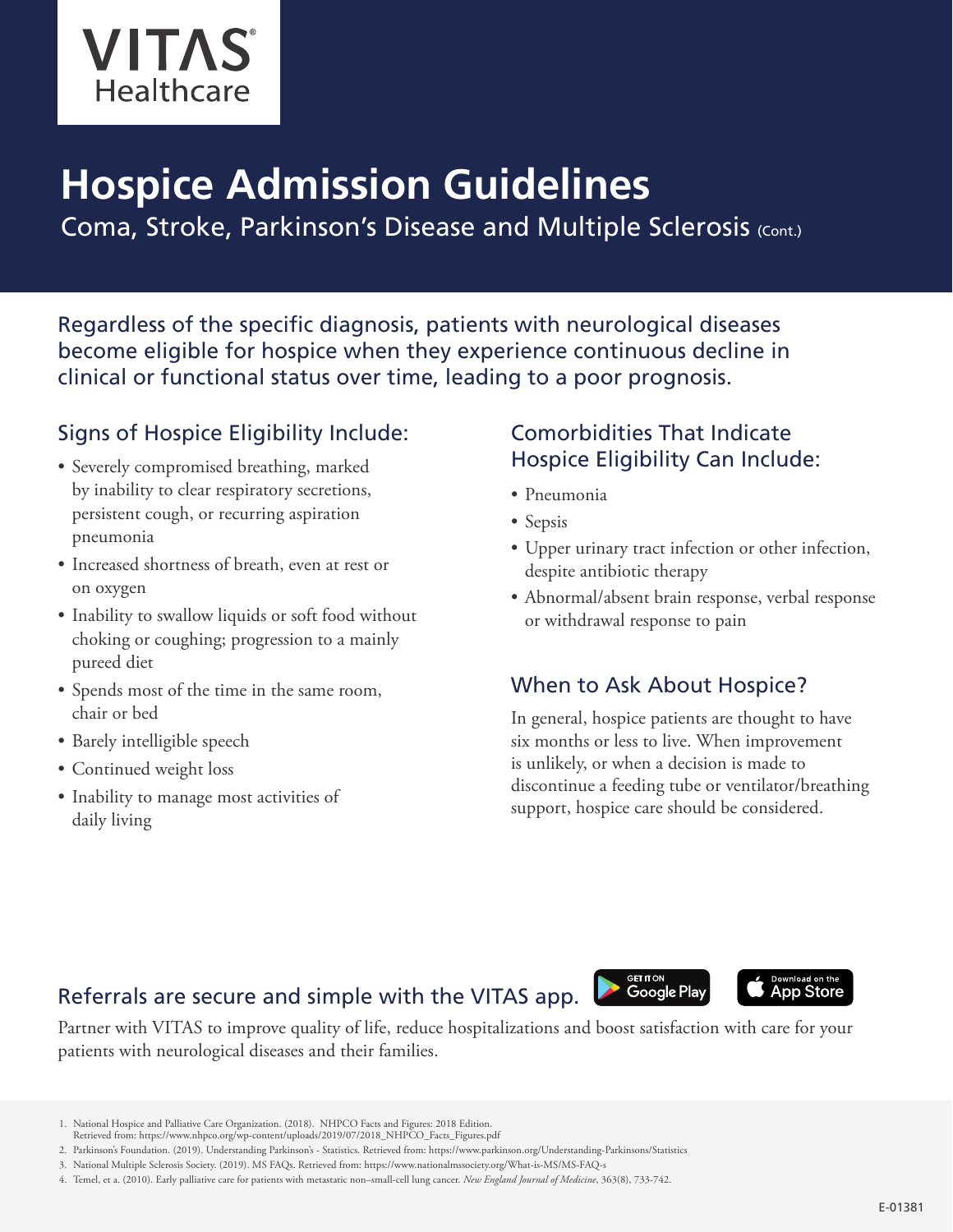VITAS® Healthcare

# Hospice Admission Guidelines

Coma, Stroke, Parkinson's Disease and Multiple Sclerosis (Cont.)

Regardless of the specific diagnosis, patients with neurological diseases become eligible for hospice when they experience continuous decline in clinical or functional status over time, leading to a poor prognosis.

## Signs of Hospice Eligibility Include:

- Severely compromised breathing, marked by inability to clear respiratory secretions, persistent cough, or recurring aspiration pneumonia
- Increased shortness of breath, even at rest or on oxygen
- Inability to swallow liquids or soft food without choking or coughing; progression to a mainly pureed diet
- Spends most of the time in the same room, chair or bed
- Barely intelligible speech
- Continued weight loss
- Inability to manage most activities of daily living

## Comorbidities That Indicate Hospice Eligibility Can Include:

- Pneumonia
- Sepsis
- Upper urinary tract infection or other infection, despite antibiotic therapy
- Abnormal/absent brain response, verbal response or withdrawal response to pain

## When to Ask About Hospice?

In general, hospice patients are thought to have six months or less to live. When improvement is unlikely, or when a decision is made to discontinue a feeding tube or ventilator/breathing support, hospice care should be considered.

## Referrals are secure and simple with the VITAS app.

GET IT ON Google Play | Download on the App Store

Partner with VITAS to improve quality of life, reduce hospitalizations and boost satisfaction with care for your patients with neurological diseases and their families.

1. National Hospice and Palliative Care Organization. (2018). NHPCO Facts and Figures: 2018 Edition. Retrieved from: https://www.nhpco.org/wp-content/uploads/2019/07/2018_NHPCO_Facts_Figures.pdf
2. Parkinson's Foundation. (2019). Understanding Parkinson's - Statistics. Retrieved from: https://www.parkinson.org/Understanding-Parkinsons/Statistics
3. National Multiple Sclerosis Society. (2019). MS FAQs. Retrieved from: https://www.nationalmssociety.org/What-is-MS/MS-FAQ-s
4. Temel, et a. (2010). Early palliative care for patients with metastatic non–small-cell lung cancer. *New England Journal of Medicine*, 363(8), 733-742.

E-01381